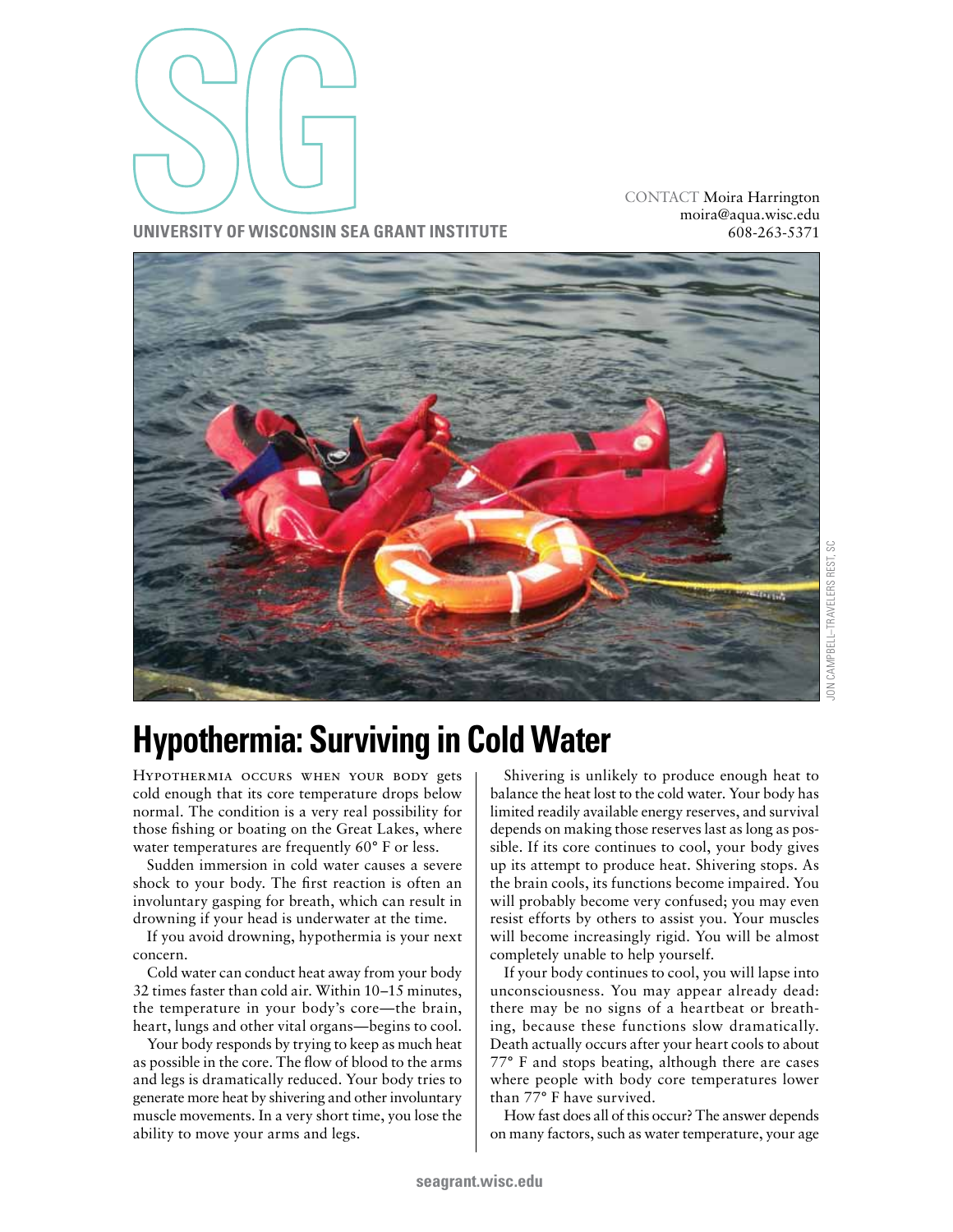**UNIVERSITY OF WISCONSIN SEA GRANT INSTITUTE**

CONTACT Moira Harrington
moira@aqua.wisc.edu
608-263-5371

JON CAMPBELL–TRAVELERS REST, SC

# Hypothermia: Surviving in Cold Water

Hypothermia occurs when your body gets cold enough that its core temperature drops below normal. The condition is a very real possibility for those fishing or boating on the Great Lakes, where water temperatures are frequently 60° F or less.

Sudden immersion in cold water causes a severe shock to your body. The first reaction is often an involuntary gasping for breath, which can result in drowning if your head is underwater at the time.

If you avoid drowning, hypothermia is your next concern.

Cold water can conduct heat away from your body 32 times faster than cold air. Within 10–15 minutes, the temperature in your body's core—the brain, heart, lungs and other vital organs—begins to cool.

Your body responds by trying to keep as much heat as possible in the core. The flow of blood to the arms and legs is dramatically reduced. Your body tries to generate more heat by shivering and other involuntary muscle movements. In a very short time, you lose the ability to move your arms and legs.

Shivering is unlikely to produce enough heat to balance the heat lost to the cold water. Your body has limited readily available energy reserves, and survival depends on making those reserves last as long as possible. If its core continues to cool, your body gives up its attempt to produce heat. Shivering stops. As the brain cools, its functions become impaired. You will probably become very confused; you may even resist efforts by others to assist you. Your muscles will become increasingly rigid. You will be almost completely unable to help yourself.

If your body continues to cool, you will lapse into unconsciousness. You may appear already dead: there may be no signs of a heartbeat or breathing, because these functions slow dramatically. Death actually occurs after your heart cools to about 77° F and stops beating, although there are cases where people with body core temperatures lower than 77° F have survived.

How fast does all of this occur? The answer depends on many factors, such as water temperature, your age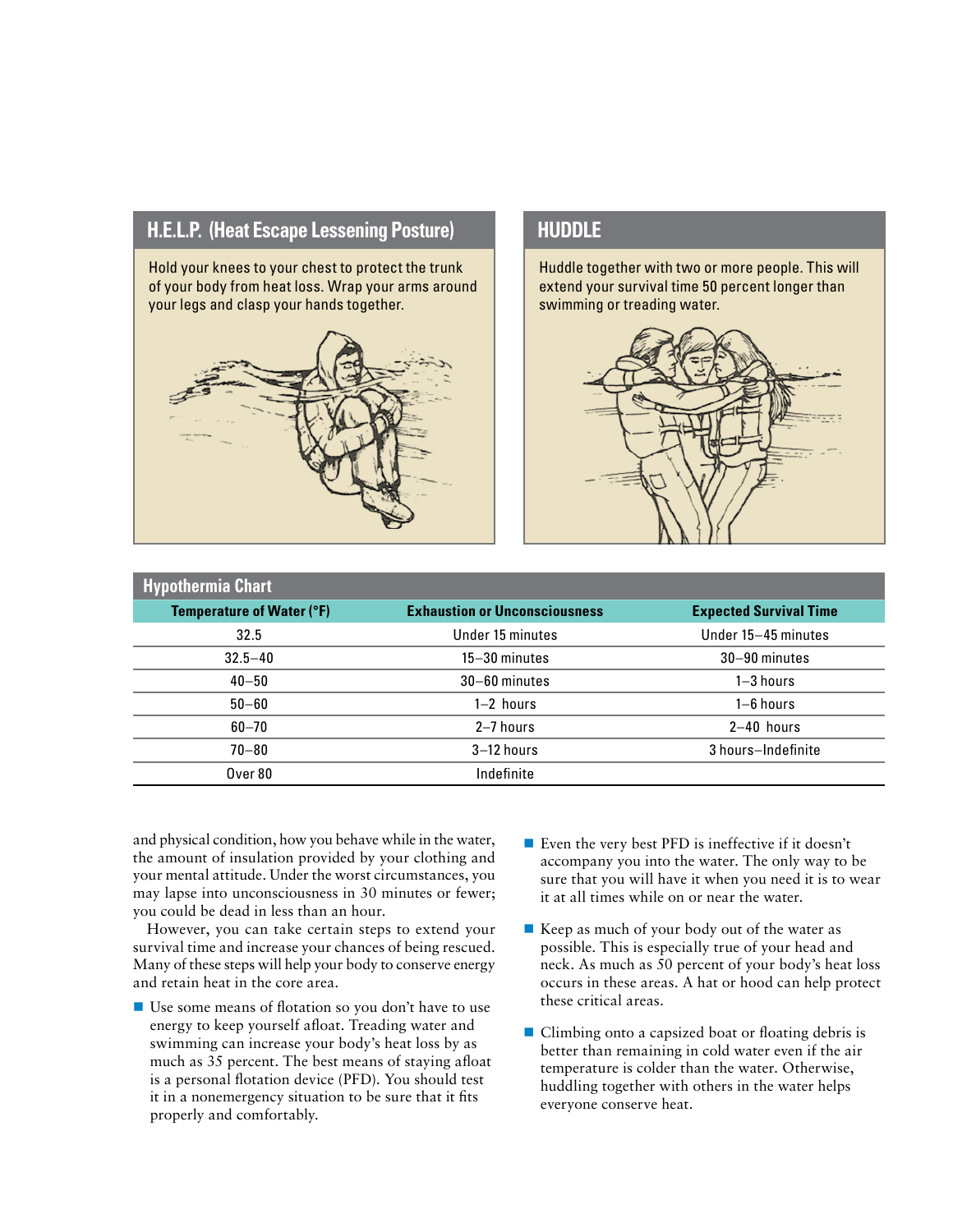## H.E.L.P. (Heat Escape Lessening Posture)

Hold your knees to your chest to protect the trunk of your body from heat loss. Wrap your arms around your legs and clasp your hands together.

## HUDDLE

Huddle together with two or more people. This will extend your survival time 50 percent longer than swimming or treading water.

### Hypothermia Chart

| Temperature of Water (°F) | Exhaustion or Unconsciousness | Expected Survival Time |
|---|---|---|
| 32.5 | Under 15 minutes | Under 15–45 minutes |
| 32.5–40 | 15–30 minutes | 30–90 minutes |
| 40–50 | 30–60 minutes | 1–3 hours |
| 50–60 | 1–2 hours | 1–6 hours |
| 60–70 | 2–7 hours | 2–40 hours |
| 70–80 | 3–12 hours | 3 hours–Indefinite |
| Over 80 | Indefinite | |

and physical condition, how you behave while in the water, the amount of insulation provided by your clothing and your mental attitude. Under the worst circumstances, you may lapse into unconsciousness in 30 minutes or fewer; you could be dead in less than an hour.

However, you can take certain steps to extend your survival time and increase your chances of being rescued. Many of these steps will help your body to conserve energy and retain heat in the core area.

- Use some means of flotation so you don't have to use energy to keep yourself afloat. Treading water and swimming can increase your body's heat loss by as much as 35 percent. The best means of staying afloat is a personal flotation device (PFD). You should test it in a nonemergency situation to be sure that it fits properly and comfortably.
- Even the very best PFD is ineffective if it doesn't accompany you into the water. The only way to be sure that you will have it when you need it is to wear it at all times while on or near the water.
- Keep as much of your body out of the water as possible. This is especially true of your head and neck. As much as 50 percent of your body's heat loss occurs in these areas. A hat or hood can help protect these critical areas.
- Climbing onto a capsized boat or floating debris is better than remaining in cold water even if the air temperature is colder than the water. Otherwise, huddling together with others in the water helps everyone conserve heat.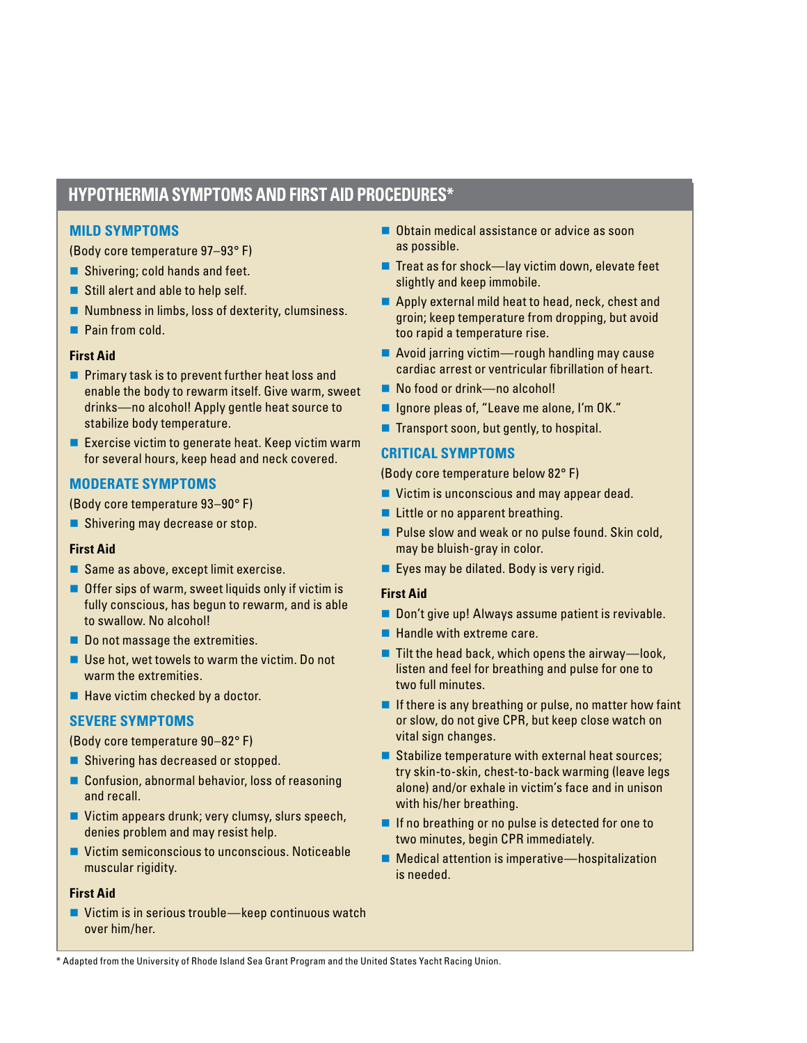# HYPOTHERMIA SYMPTOMS AND FIRST AID PROCEDURES*

## MILD SYMPTOMS

(Body core temperature 97–93° F)

- Shivering; cold hands and feet.
- Still alert and able to help self.
- Numbness in limbs, loss of dexterity, clumsiness.
- Pain from cold.

### First Aid

- Primary task is to prevent further heat loss and enable the body to rewarm itself. Give warm, sweet drinks—no alcohol! Apply gentle heat source to stabilize body temperature.
- Exercise victim to generate heat. Keep victim warm for several hours, keep head and neck covered.

## MODERATE SYMPTOMS

(Body core temperature 93–90° F)

- Shivering may decrease or stop.

### First Aid

- Same as above, except limit exercise.
- Offer sips of warm, sweet liquids only if victim is fully conscious, has begun to rewarm, and is able to swallow. No alcohol!
- Do not massage the extremities.
- Use hot, wet towels to warm the victim. Do not warm the extremities.
- Have victim checked by a doctor.

## SEVERE SYMPTOMS

(Body core temperature 90–82° F)

- Shivering has decreased or stopped.
- Confusion, abnormal behavior, loss of reasoning and recall.
- Victim appears drunk; very clumsy, slurs speech, denies problem and may resist help.
- Victim semiconscious to unconscious. Noticeable muscular rigidity.

### First Aid

- Victim is in serious trouble—keep continuous watch over him/her.
- Obtain medical assistance or advice as soon as possible.
- Treat as for shock—lay victim down, elevate feet slightly and keep immobile.
- Apply external mild heat to head, neck, chest and groin; keep temperature from dropping, but avoid too rapid a temperature rise.
- Avoid jarring victim—rough handling may cause cardiac arrest or ventricular fibrillation of heart.
- No food or drink—no alcohol!
- Ignore pleas of, "Leave me alone, I'm OK."
- Transport soon, but gently, to hospital.

## CRITICAL SYMPTOMS

(Body core temperature below 82° F)

- Victim is unconscious and may appear dead.
- Little or no apparent breathing.
- Pulse slow and weak or no pulse found. Skin cold, may be bluish-gray in color.
- Eyes may be dilated. Body is very rigid.

### First Aid

- Don't give up! Always assume patient is revivable.
- Handle with extreme care.
- Tilt the head back, which opens the airway—look, listen and feel for breathing and pulse for one to two full minutes.
- If there is any breathing or pulse, no matter how faint or slow, do not give CPR, but keep close watch on vital sign changes.
- Stabilize temperature with external heat sources; try skin-to-skin, chest-to-back warming (leave legs alone) and/or exhale in victim's face and in unison with his/her breathing.
- If no breathing or no pulse is detected for one to two minutes, begin CPR immediately.
- Medical attention is imperative—hospitalization is needed.

* Adapted from the University of Rhode Island Sea Grant Program and the United States Yacht Racing Union.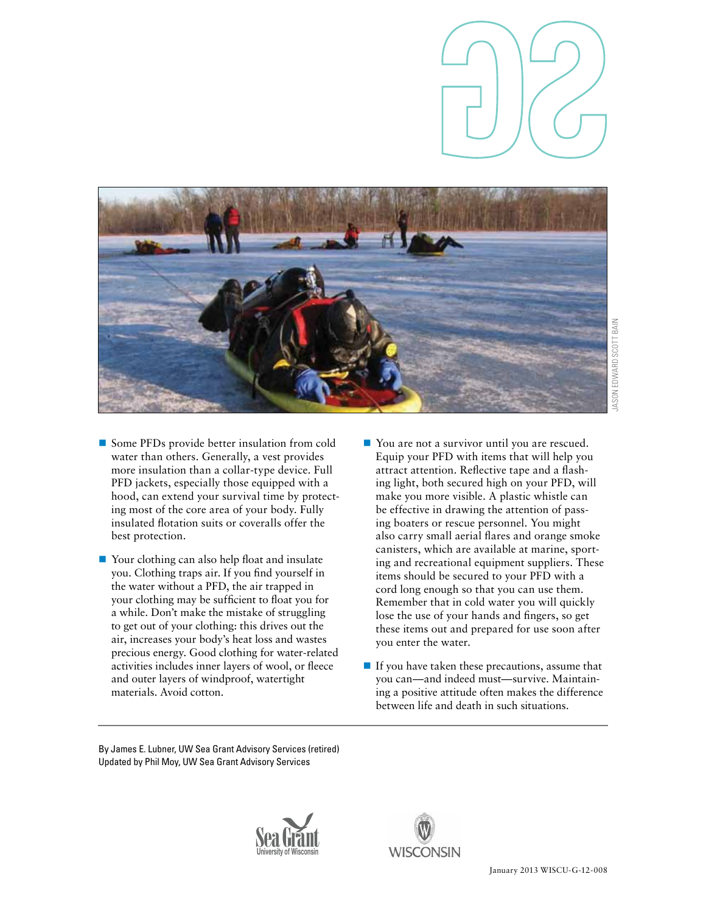JASON EDWARD SCOTT BAIN

- Some PFDs provide better insulation from cold water than others. Generally, a vest provides more insulation than a collar-type device. Full PFD jackets, especially those equipped with a hood, can extend your survival time by protecting most of the core area of your body. Fully insulated flotation suits or coveralls offer the best protection.
- Your clothing can also help float and insulate you. Clothing traps air. If you find yourself in the water without a PFD, the air trapped in your clothing may be sufficient to float you for a while. Don't make the mistake of struggling to get out of your clothing: this drives out the air, increases your body's heat loss and wastes precious energy. Good clothing for water-related activities includes inner layers of wool, or fleece and outer layers of windproof, watertight materials. Avoid cotton.
- You are not a survivor until you are rescued. Equip your PFD with items that will help you attract attention. Reflective tape and a flashing light, both secured high on your PFD, will make you more visible. A plastic whistle can be effective in drawing the attention of passing boaters or rescue personnel. You might also carry small aerial flares and orange smoke canisters, which are available at marine, sporting and recreational equipment suppliers. These items should be secured to your PFD with a cord long enough so that you can use them. Remember that in cold water you will quickly lose the use of your hands and fingers, so get these items out and prepared for use soon after you enter the water.
- If you have taken these precautions, assume that you can—and indeed must—survive. Maintaining a positive attitude often makes the difference between life and death in such situations.

---

By James E. Lubner, UW Sea Grant Advisory Services (retired)
Updated by Phil Moy, UW Sea Grant Advisory Services

Sea Grant University of Wisconsin

WISCONSIN

January 2013 WISCU-G-12-008